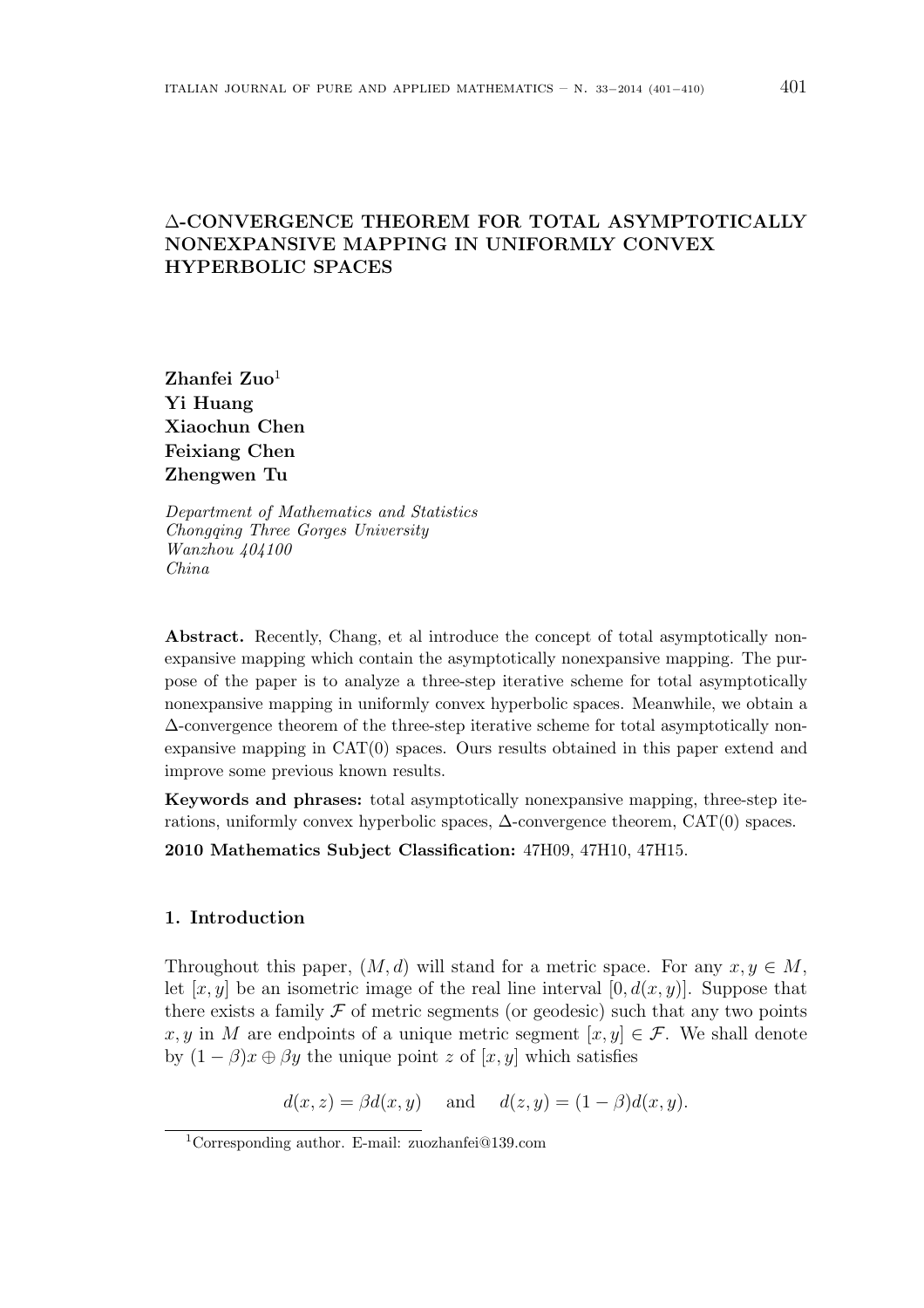# Δ-CONVERGENCE THEOREM FOR TOTAL ASYMPTOTICALLY NONEXPANSIVE MAPPING IN UNIFORMLY CONVEX HYPERBOLIC SPACES

**Zhanfei Zuo**[1]
**Yi Huang**
**Xiaochun Chen**
**Feixiang Chen**
**Zhengwen Tu**

*Department of Mathematics and Statistics*
*Chongqing Three Gorges University*
*Wanzhou 404100*
*China*

**Abstract.** Recently, Chang, et al introduce the concept of total asymptotically nonexpansive mapping which contain the asymptotically nonexpansive mapping. The purpose of the paper is to analyze a three-step iterative scheme for total asymptotically nonexpansive mapping in uniformly convex hyperbolic spaces. Meanwhile, we obtain a $\Delta$-convergence theorem of the three-step iterative scheme for total asymptotically nonexpansive mapping in CAT(0) spaces. Ours results obtained in this paper extend and improve some previous known results.

**Keywords and phrases:** total asymptotically nonexpansive mapping, three-step iterations, uniformly convex hyperbolic spaces, $\Delta$-convergence theorem, CAT(0) spaces.

**2010 Mathematics Subject Classification:** 47H09, 47H10, 47H15.

## 1. Introduction

Throughout this paper, $(M, d)$ will stand for a metric space. For any $x, y \in M$, let $[x, y]$ be an isometric image of the real line interval $[0, d(x, y)]$. Suppose that there exists a family $\mathcal{F}$ of metric segments (or geodesic) such that any two points $x, y$ in $M$ are endpoints of a unique metric segment $[x, y] \in \mathcal{F}$. We shall denote by $(1 - \beta)x \oplus \beta y$ the unique point $z$ of $[x, y]$ which satisfies

$$d(x, z) = \beta d(x, y) \quad \text{and} \quad d(z, y) = (1 - \beta)d(x, y).$$

[1]Corresponding author. E-mail: zuozhanfei@139.com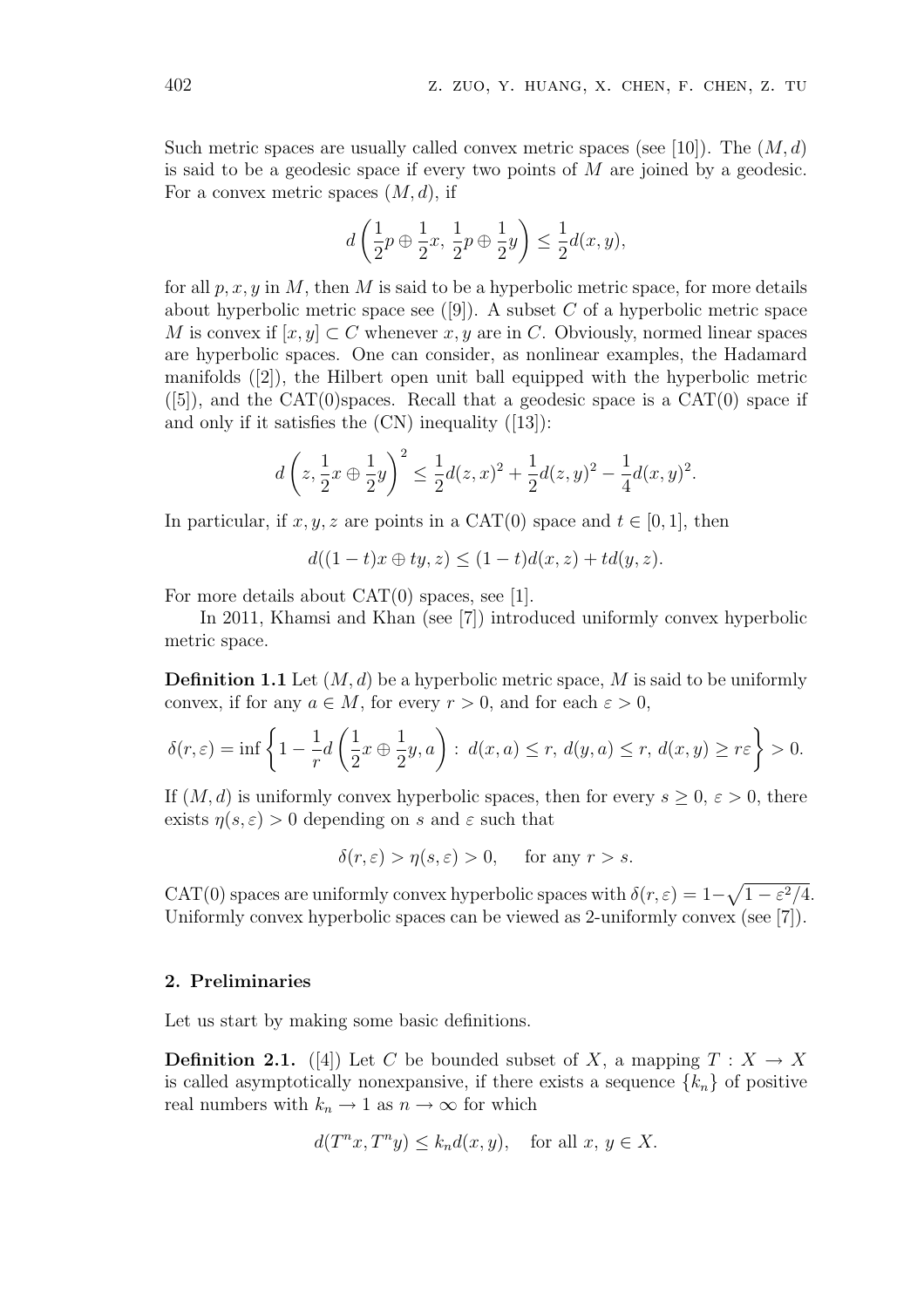Such metric spaces are usually called convex metric spaces (see [10]). The $(M,d)$ is said to be a geodesic space if every two points of $M$ are joined by a geodesic. For a convex metric spaces $(M,d)$, if

$$d\left(\frac{1}{2}p \oplus \frac{1}{2}x,\ \frac{1}{2}p \oplus \frac{1}{2}y\right) \leq \frac{1}{2}d(x,y),$$

for all $p, x, y$ in $M$, then $M$ is said to be a hyperbolic metric space, for more details about hyperbolic metric space see ([9]). A subset $C$ of a hyperbolic metric space $M$ is convex if $[x,y] \subset C$ whenever $x, y$ are in $C$. Obviously, normed linear spaces are hyperbolic spaces. One can consider, as nonlinear examples, the Hadamard manifolds ([2]), the Hilbert open unit ball equipped with the hyperbolic metric ([5]), and the CAT(0)spaces. Recall that a geodesic space is a CAT(0) space if and only if it satisfies the (CN) inequality ([13]):

$$d\left(z, \frac{1}{2}x \oplus \frac{1}{2}y\right)^2 \leq \frac{1}{2}d(z,x)^2 + \frac{1}{2}d(z,y)^2 - \frac{1}{4}d(x,y)^2.$$

In particular, if $x, y, z$ are points in a CAT(0) space and $t \in [0,1]$, then

$$d((1-t)x \oplus ty, z) \leq (1-t)d(x,z) + td(y,z).$$

For more details about CAT(0) spaces, see [1].

In 2011, Khamsi and Khan (see [7]) introduced uniformly convex hyperbolic metric space.

**Definition 1.1** Let $(M,d)$ be a hyperbolic metric space, $M$ is said to be uniformly convex, if for any $a \in M$, for every $r > 0$, and for each $\varepsilon > 0$,

$$\delta(r,\varepsilon) = \inf\left\{1 - \frac{1}{r}d\left(\frac{1}{2}x \oplus \frac{1}{2}y, a\right) : \ d(x,a) \leq r,\ d(y,a) \leq r,\ d(x,y) \geq r\varepsilon\right\} > 0.$$

If $(M,d)$ is uniformly convex hyperbolic spaces, then for every $s \geq 0$, $\varepsilon > 0$, there exists $\eta(s,\varepsilon) > 0$ depending on $s$ and $\varepsilon$ such that

$$\delta(r,\varepsilon) > \eta(s,\varepsilon) > 0, \quad \text{for any } r > s.$$

CAT(0) spaces are uniformly convex hyperbolic spaces with $\delta(r,\varepsilon) = 1 - \sqrt{1-\varepsilon^2/4}$. Uniformly convex hyperbolic spaces can be viewed as 2-uniformly convex (see [7]).

## 2. Preliminaries

Let us start by making some basic definitions.

**Definition 2.1.** ([4]) Let $C$ be bounded subset of $X$, a mapping $T : X \to X$ is called asymptotically nonexpansive, if there exists a sequence $\{k_n\}$ of positive real numbers with $k_n \to 1$ as $n \to \infty$ for which

$$d(T^n x, T^n y) \leq k_n d(x,y), \quad \text{for all } x,\ y \in X.$$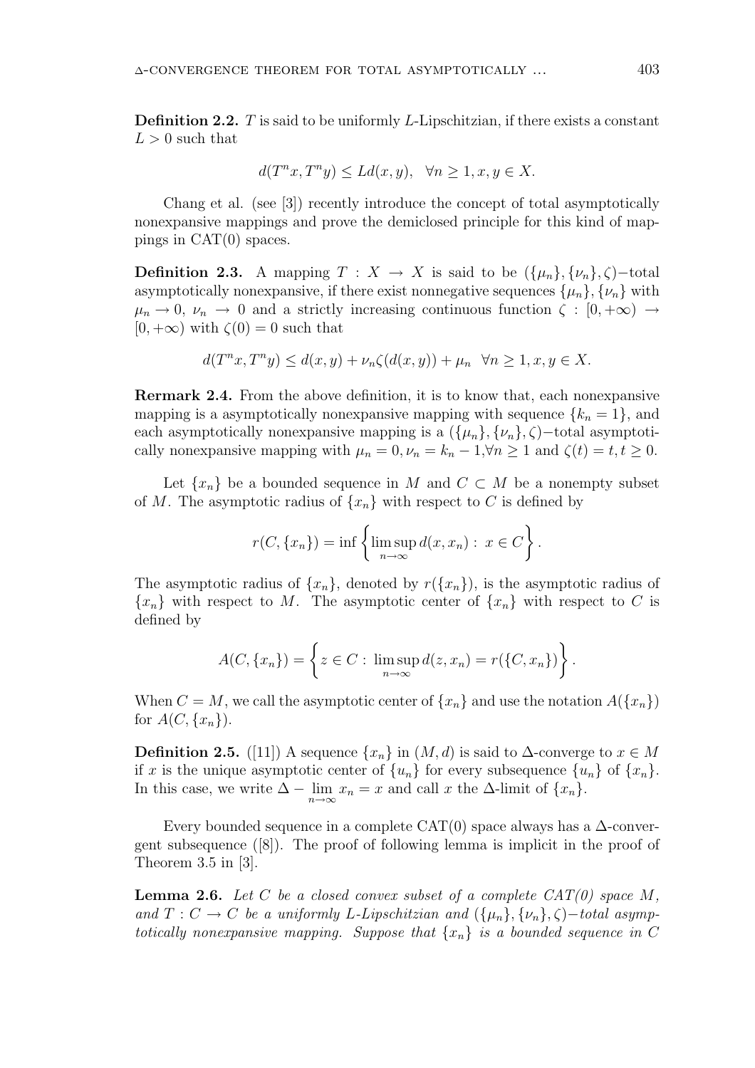**Definition 2.2.** $T$ is said to be uniformly $L$-Lipschitzian, if there exists a constant $L > 0$ such that

$$d(T^n x, T^n y) \leq L d(x, y), \quad \forall n \geq 1, x, y \in X.$$

Chang et al. (see [3]) recently introduce the concept of total asymptotically nonexpansive mappings and prove the demiclosed principle for this kind of mappings in CAT(0) spaces.

**Definition 2.3.** A mapping $T : X \to X$ is said to be $(\{\mu_n\}, \{\nu_n\}, \zeta)-$total asymptotically nonexpansive, if there exist nonnegative sequences $\{\mu_n\}, \{\nu_n\}$ with $\mu_n \to 0$, $\nu_n \to 0$ and a strictly increasing continuous function $\zeta : [0, +\infty) \to [0, +\infty)$ with $\zeta(0) = 0$ such that

$$d(T^n x, T^n y) \leq d(x, y) + \nu_n \zeta(d(x, y)) + \mu_n \quad \forall n \geq 1, x, y \in X.$$

**Rermark 2.4.** From the above definition, it is to know that, each nonexpansive mapping is a asymptotically nonexpansive mapping with sequence $\{k_n = 1\}$, and each asymptotically nonexpansive mapping is a $(\{\mu_n\}, \{\nu_n\}, \zeta)-$total asymptotically nonexpansive mapping with $\mu_n = 0, \nu_n = k_n - 1, \forall n \geq 1$ and $\zeta(t) = t, t \geq 0$.

Let $\{x_n\}$ be a bounded sequence in $M$ and $C \subset M$ be a nonempty subset of $M$. The asymptotic radius of $\{x_n\}$ with respect to $C$ is defined by

$$r(C, \{x_n\}) = \inf \left\{ \limsup_{n \to \infty} d(x, x_n) : \, x \in C \right\}.$$

The asymptotic radius of $\{x_n\}$, denoted by $r(\{x_n\})$, is the asymptotic radius of $\{x_n\}$ with respect to $M$. The asymptotic center of $\{x_n\}$ with respect to $C$ is defined by

$$A(C, \{x_n\}) = \left\{ z \in C : \, \limsup_{n \to \infty} d(z, x_n) = r(\{C, x_n\}) \right\}.$$

When $C = M$, we call the asymptotic center of $\{x_n\}$ and use the notation $A(\{x_n\})$ for $A(C, \{x_n\})$.

**Definition 2.5.** ([11]) A sequence $\{x_n\}$ in $(M, d)$ is said to $\Delta$-converge to $x \in M$ if $x$ is the unique asymptotic center of $\{u_n\}$ for every subsequence $\{u_n\}$ of $\{x_n\}$. In this case, we write $\Delta - \lim_{n \to \infty} x_n = x$ and call $x$ the $\Delta$-limit of $\{x_n\}$.

Every bounded sequence in a complete CAT(0) space always has a $\Delta$-convergent subsequence ([8]). The proof of following lemma is implicit in the proof of Theorem 3.5 in [3].

**Lemma 2.6.** *Let $C$ be a closed convex subset of a complete CAT(0) space $M$, and $T : C \to C$ be a uniformly $L$-Lipschitzian and $(\{\mu_n\}, \{\nu_n\}, \zeta)-$total asymptotically nonexpansive mapping. Suppose that $\{x_n\}$ is a bounded sequence in $C$*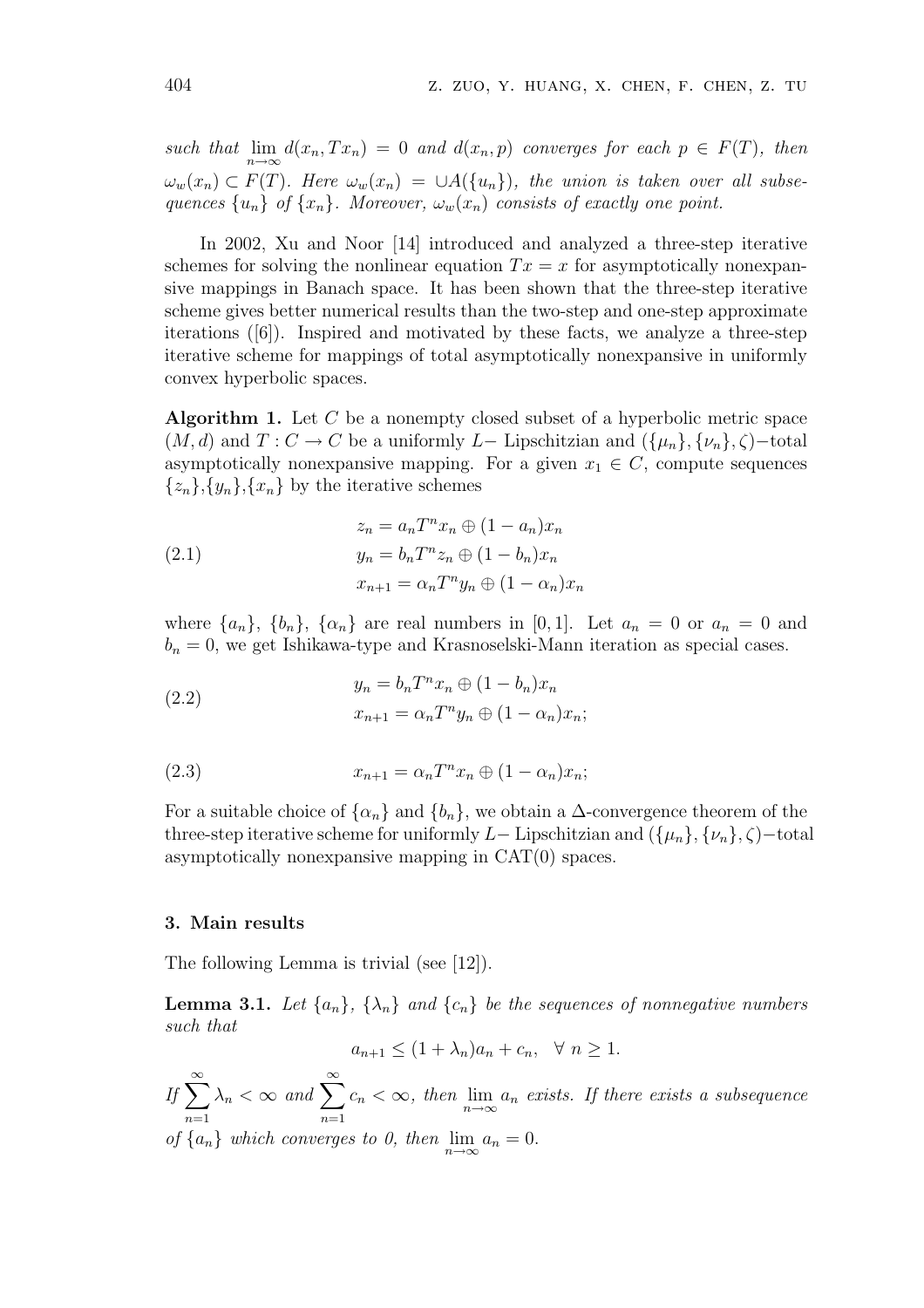*such that* $\lim_{n\to\infty} d(x_n, Tx_n) = 0$ *and* $d(x_n, p)$ *converges for each* $p \in F(T)$*, then* $\omega_w(x_n) \subset F(T)$*. Here* $\omega_w(x_n) = \cup A(\{u_n\})$*, the union is taken over all subsequences* $\{u_n\}$ *of* $\{x_n\}$*. Moreover,* $\omega_w(x_n)$ *consists of exactly one point.*

In 2002, Xu and Noor [14] introduced and analyzed a three-step iterative schemes for solving the nonlinear equation $Tx = x$ for asymptotically nonexpansive mappings in Banach space. It has been shown that the three-step iterative scheme gives better numerical results than the two-step and one-step approximate iterations ([6]). Inspired and motivated by these facts, we analyze a three-step iterative scheme for mappings of total asymptotically nonexpansive in uniformly convex hyperbolic spaces.

**Algorithm 1.** Let $C$ be a nonempty closed subset of a hyperbolic metric space $(M, d)$ and $T : C \to C$ be a uniformly $L-$ Lipschitzian and $(\{\mu_n\}, \{\nu_n\}, \zeta)-$total asymptotically nonexpansive mapping. For a given $x_1 \in C$, compute sequences $\{z_n\}$,$\{y_n\}$,$\{x_n\}$ by the iterative schemes

$$
\begin{aligned}
z_n &= a_n T^n x_n \oplus (1 - a_n) x_n \\
y_n &= b_n T^n z_n \oplus (1 - b_n) x_n \\
x_{n+1} &= \alpha_n T^n y_n \oplus (1 - \alpha_n) x_n
\end{aligned}
\tag{2.1}
$$

where $\{a_n\}$, $\{b_n\}$, $\{\alpha_n\}$ are real numbers in $[0, 1]$. Let $a_n = 0$ or $a_n = 0$ and $b_n = 0$, we get Ishikawa-type and Krasnoselski-Mann iteration as special cases.

$$
\begin{aligned}
y_n &= b_n T^n x_n \oplus (1 - b_n) x_n \\
x_{n+1} &= \alpha_n T^n y_n \oplus (1 - \alpha_n) x_n;
\end{aligned}
\tag{2.2}
$$

$$
x_{n+1} = \alpha_n T^n x_n \oplus (1 - \alpha_n) x_n;
\tag{2.3}
$$

For a suitable choice of $\{\alpha_n\}$ and $\{b_n\}$, we obtain a $\Delta$-convergence theorem of the three-step iterative scheme for uniformly $L-$ Lipschitzian and $(\{\mu_n\}, \{\nu_n\}, \zeta)-$total asymptotically nonexpansive mapping in CAT(0) spaces.

## 3. Main results

The following Lemma is trivial (see [12]).

**Lemma 3.1.** *Let* $\{a_n\}$, $\{\lambda_n\}$ *and* $\{c_n\}$ *be the sequences of nonnegative numbers such that*

$$a_{n+1} \le (1 + \lambda_n) a_n + c_n, \quad \forall\ n \ge 1.$$

*If* $\sum_{n=1}^{\infty} \lambda_n < \infty$ *and* $\sum_{n=1}^{\infty} c_n < \infty$*, then* $\lim_{n\to\infty} a_n$ *exists. If there exists a subsequence of* $\{a_n\}$ *which converges to 0, then* $\lim_{n\to\infty} a_n = 0$*.*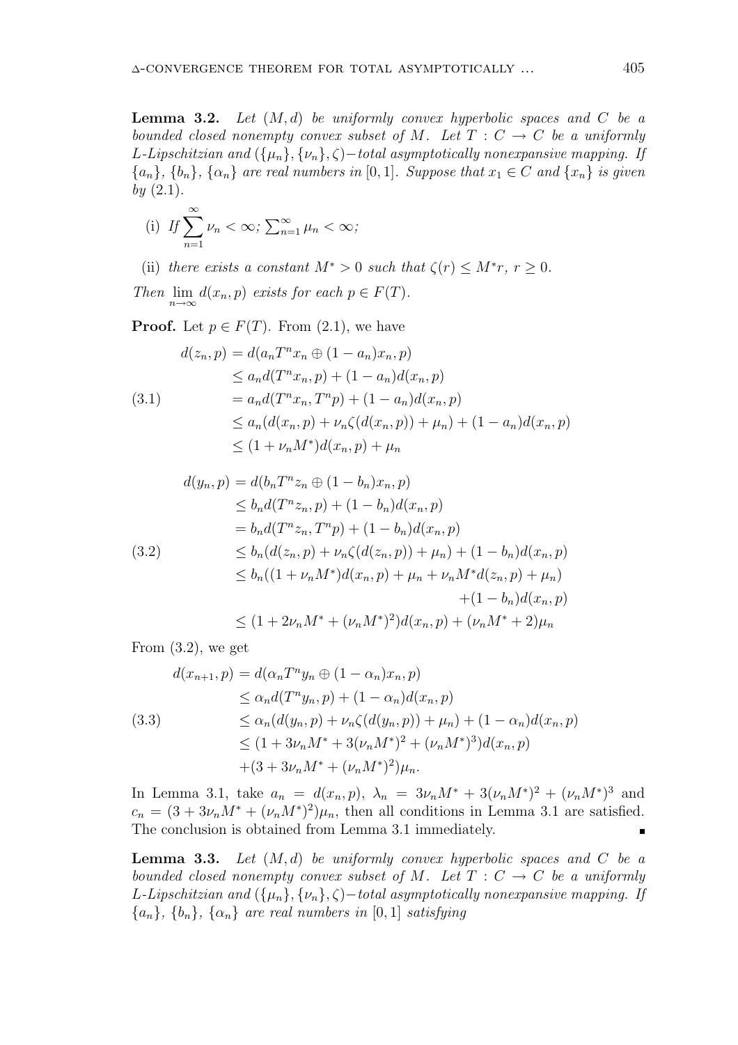**Lemma 3.2.** *Let $(M, d)$ be uniformly convex hyperbolic spaces and $C$ be a bounded closed nonempty convex subset of $M$. Let $T : C \to C$ be a uniformly $L$-Lipschitzian and $(\{\mu_n\}, \{\nu_n\}, \zeta)-$total asymptotically nonexpansive mapping. If $\{a_n\}$, $\{b_n\}$, $\{\alpha_n\}$ are real numbers in $[0, 1]$. Suppose that $x_1 \in C$ and $\{x_n\}$ is given by (2.1).*

(i) *If $\sum_{n=1}^{\infty} \nu_n < \infty$; $\sum_{n=1}^{\infty} \mu_n < \infty$;*

(ii) *there exists a constant $M^* > 0$ such that $\zeta(r) \leq M^* r$, $r \geq 0$.*

*Then $\lim_{n\to\infty} d(x_n, p)$ exists for each $p \in F(T)$.*

**Proof.** Let $p \in F(T)$. From (2.1), we have

$$
\begin{aligned}
d(z_n, p) &= d(a_n T^n x_n \oplus (1 - a_n)x_n, p) \\
&\leq a_n d(T^n x_n, p) + (1 - a_n)d(x_n, p) \\
&= a_n d(T^n x_n, T^n p) + (1 - a_n)d(x_n, p) \\
&\leq a_n (d(x_n, p) + \nu_n \zeta(d(x_n, p)) + \mu_n) + (1 - a_n)d(x_n, p) \\
&\leq (1 + \nu_n M^*)d(x_n, p) + \mu_n
\end{aligned}
\tag{3.1}
$$

$$
\begin{aligned}
d(y_n, p) &= d(b_n T^n z_n \oplus (1 - b_n)x_n, p) \\
&\leq b_n d(T^n z_n, p) + (1 - b_n)d(x_n, p) \\
&= b_n d(T^n z_n, T^n p) + (1 - b_n)d(x_n, p) \\
&\leq b_n (d(z_n, p) + \nu_n \zeta(d(z_n, p)) + \mu_n) + (1 - b_n)d(x_n, p) \\
&\leq b_n ((1 + \nu_n M^*)d(x_n, p) + \mu_n + \nu_n M^* d(z_n, p) + \mu_n) \\
&\qquad + (1 - b_n)d(x_n, p) \\
&\leq (1 + 2\nu_n M^* + (\nu_n M^*)^2)d(x_n, p) + (\nu_n M^* + 2)\mu_n
\end{aligned}
\tag{3.2}
$$

From (3.2), we get

$$
\begin{aligned}
d(x_{n+1}, p) &= d(\alpha_n T^n y_n \oplus (1 - \alpha_n)x_n, p) \\
&\leq \alpha_n d(T^n y_n, p) + (1 - \alpha_n)d(x_n, p) \\
&\leq \alpha_n (d(y_n, p) + \nu_n \zeta(d(y_n, p)) + \mu_n) + (1 - \alpha_n)d(x_n, p) \\
&\leq (1 + 3\nu_n M^* + 3(\nu_n M^*)^2 + (\nu_n M^*)^3)d(x_n, p) \\
&\quad + (3 + 3\nu_n M^* + (\nu_n M^*)^2)\mu_n.
\end{aligned}
\tag{3.3}
$$

In Lemma 3.1, take $a_n = d(x_n, p)$, $\lambda_n = 3\nu_n M^* + 3(\nu_n M^*)^2 + (\nu_n M^*)^3$ and $c_n = (3 + 3\nu_n M^* + (\nu_n M^*)^2)\mu_n$, then all conditions in Lemma 3.1 are satisfied. The conclusion is obtained from Lemma 3.1 immediately. ∎

**Lemma 3.3.** *Let $(M, d)$ be uniformly convex hyperbolic spaces and $C$ be a bounded closed nonempty convex subset of $M$. Let $T : C \to C$ be a uniformly $L$-Lipschitzian and $(\{\mu_n\}, \{\nu_n\}, \zeta)-$total asymptotically nonexpansive mapping. If $\{a_n\}$, $\{b_n\}$, $\{\alpha_n\}$ are real numbers in $[0, 1]$ satisfying*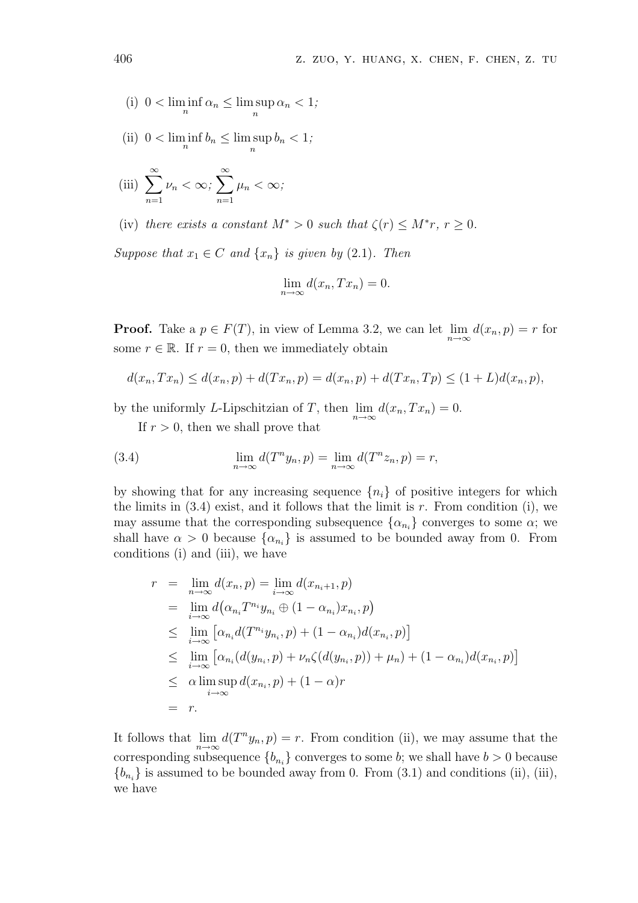(i) $0 < \liminf_n \alpha_n \leq \limsup_n \alpha_n < 1$;

(ii) $0 < \liminf_n b_n \leq \limsup_n b_n < 1$;

(iii) $\sum_{n=1}^{\infty} \nu_n < \infty$; $\sum_{n=1}^{\infty} \mu_n < \infty$;

(iv) *there exists a constant* $M^* > 0$ *such that* $\zeta(r) \leq M^* r$, $r \geq 0$.

*Suppose that* $x_1 \in C$ *and* $\{x_n\}$ *is given by* (2.1). *Then*

$$\lim_{n\to\infty} d(x_n, Tx_n) = 0.$$

**Proof.** Take a $p \in F(T)$, in view of Lemma 3.2, we can let $\lim_{n\to\infty} d(x_n, p) = r$ for some $r \in \mathbb{R}$. If $r = 0$, then we immediately obtain

$$d(x_n, Tx_n) \leq d(x_n, p) + d(Tx_n, p) = d(x_n, p) + d(Tx_n, Tp) \leq (1 + L)d(x_n, p),$$

by the uniformly $L$-Lipschitzian of $T$, then $\lim_{n\to\infty} d(x_n, Tx_n) = 0$.

If $r > 0$, then we shall prove that

$$\lim_{n\to\infty} d(T^n y_n, p) = \lim_{n\to\infty} d(T^n z_n, p) = r, \tag{3.4}$$

by showing that for any increasing sequence $\{n_i\}$ of positive integers for which the limits in (3.4) exist, and it follows that the limit is $r$. From condition (i), we may assume that the corresponding subsequence $\{\alpha_{n_i}\}$ converges to some $\alpha$; we shall have $\alpha > 0$ because $\{\alpha_{n_i}\}$ is assumed to be bounded away from 0. From conditions (i) and (iii), we have

$$\begin{aligned}
r &= \lim_{n\to\infty} d(x_n, p) = \lim_{i\to\infty} d(x_{n_i+1}, p) \\
&= \lim_{i\to\infty} d\big(\alpha_{n_i} T^{n_i} y_{n_i} \oplus (1 - \alpha_{n_i}) x_{n_i}, p\big) \\
&\leq \lim_{i\to\infty} \big[\alpha_{n_i} d(T^{n_i} y_{n_i}, p) + (1 - \alpha_{n_i}) d(x_{n_i}, p)\big] \\
&\leq \lim_{i\to\infty} \big[\alpha_{n_i} (d(y_{n_i}, p) + \nu_n \zeta(d(y_{n_i}, p)) + \mu_n) + (1 - \alpha_{n_i}) d(x_{n_i}, p)\big] \\
&\leq \alpha \limsup_{i\to\infty} d(x_{n_i}, p) + (1 - \alpha) r \\
&= r.
\end{aligned}$$

It follows that $\lim_{n\to\infty} d(T^n y_n, p) = r$. From condition (ii), we may assume that the corresponding subsequence $\{b_{n_i}\}$ converges to some $b$; we shall have $b > 0$ because $\{b_{n_i}\}$ is assumed to be bounded away from 0. From (3.1) and conditions (ii), (iii), we have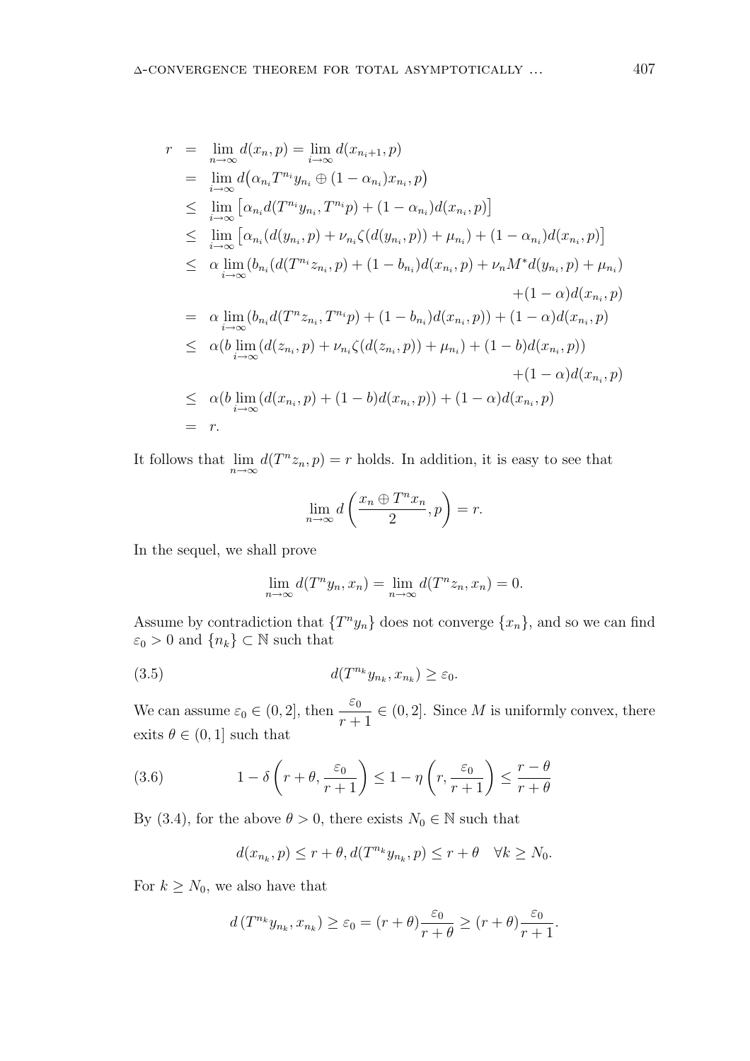$$
\begin{aligned}
r &= \lim_{n\to\infty} d(x_n, p) = \lim_{i\to\infty} d(x_{n_i+1}, p) \\
&= \lim_{i\to\infty} d\big(\alpha_{n_i} T^{n_i} y_{n_i} \oplus (1-\alpha_{n_i}) x_{n_i}, p\big) \\
&\leq \lim_{i\to\infty} \big[\alpha_{n_i} d(T^{n_i} y_{n_i}, T^{n_i} p) + (1-\alpha_{n_i}) d(x_{n_i}, p)\big] \\
&\leq \lim_{i\to\infty} \big[\alpha_{n_i}(d(y_{n_i}, p) + \nu_{n_i}\zeta(d(y_{n_i}, p)) + \mu_{n_i}) + (1-\alpha_{n_i}) d(x_{n_i}, p)\big] \\
&\leq \alpha \lim_{i\to\infty} (b_{n_i}(d(T^{n_i} z_{n_i}, p) + (1-b_{n_i}) d(x_{n_i}, p) + \nu_n M^* d(y_{n_i}, p) + \mu_{n_i}) \\
&\qquad\qquad + (1-\alpha) d(x_{n_i}, p) \\
&= \alpha \lim_{i\to\infty} (b_{n_i} d(T^n z_{n_i}, T^{n_i} p) + (1-b_{n_i}) d(x_{n_i}, p)) + (1-\alpha) d(x_{n_i}, p) \\
&\leq \alpha(b \lim_{i\to\infty} (d(z_{n_i}, p) + \nu_{n_i}\zeta(d(z_{n_i}, p)) + \mu_{n_i}) + (1-b) d(x_{n_i}, p)) \\
&\qquad\qquad + (1-\alpha) d(x_{n_i}, p) \\
&\leq \alpha(b \lim_{i\to\infty} (d(x_{n_i}, p) + (1-b) d(x_{n_i}, p)) + (1-\alpha) d(x_{n_i}, p) \\
&= r.
\end{aligned}
$$

It follows that $\lim_{n\to\infty} d(T^n z_n, p) = r$ holds. In addition, it is easy to see that

$$
\lim_{n\to\infty} d\left(\frac{x_n \oplus T^n x_n}{2}, p\right) = r.
$$

In the sequel, we shall prove

$$
\lim_{n\to\infty} d(T^n y_n, x_n) = \lim_{n\to\infty} d(T^n z_n, x_n) = 0.
$$

Assume by contradiction that $\{T^n y_n\}$ does not converge $\{x_n\}$, and so we can find $\varepsilon_0 > 0$ and $\{n_k\} \subset \mathbb{N}$ such that

$$
d(T^{n_k} y_{n_k}, x_{n_k}) \geq \varepsilon_0. \tag{3.5}
$$

We can assume $\varepsilon_0 \in (0, 2]$, then $\dfrac{\varepsilon_0}{r+1} \in (0, 2]$. Since $M$ is uniformly convex, there exits $\theta \in (0, 1]$ such that

$$
1 - \delta\left(r + \theta, \frac{\varepsilon_0}{r+1}\right) \leq 1 - \eta\left(r, \frac{\varepsilon_0}{r+1}\right) \leq \frac{r-\theta}{r+\theta} \tag{3.6}
$$

By (3.4), for the above $\theta > 0$, there exists $N_0 \in \mathbb{N}$ such that

$$
d(x_{n_k}, p) \leq r + \theta, d(T^{n_k} y_{n_k}, p) \leq r + \theta \quad \forall k \geq N_0.
$$

For $k \geq N_0$, we also have that

$$
d\left(T^{n_k} y_{n_k}, x_{n_k}\right) \geq \varepsilon_0 = (r+\theta)\frac{\varepsilon_0}{r+\theta} \geq (r+\theta)\frac{\varepsilon_0}{r+1}.
$$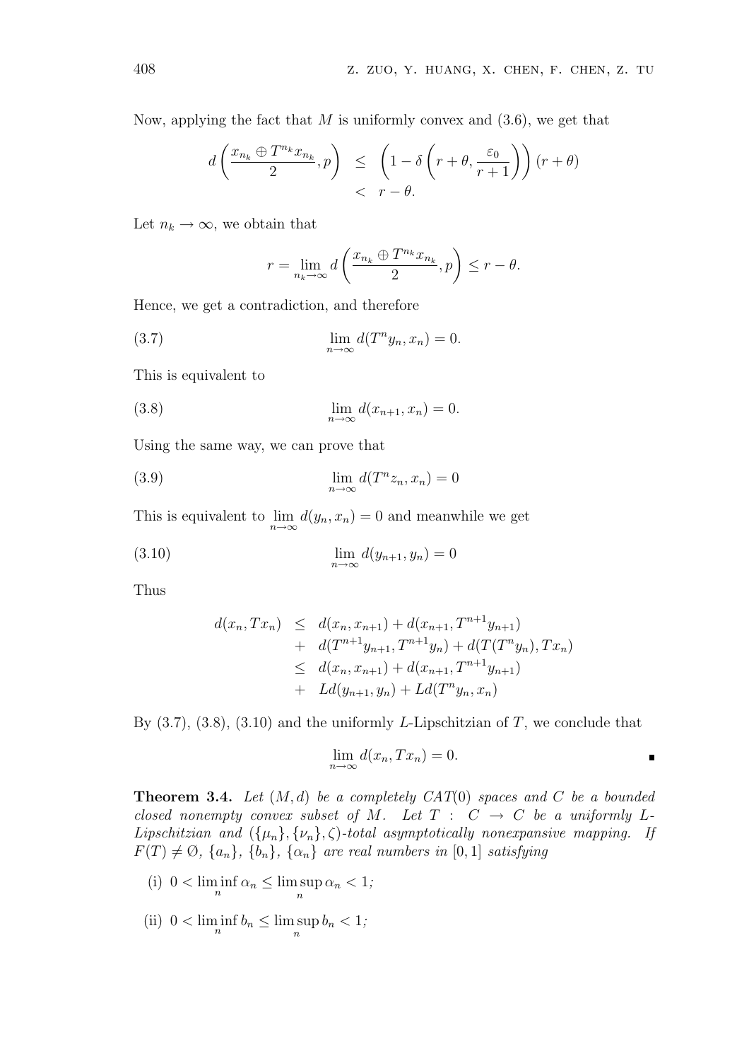Now, applying the fact that $M$ is uniformly convex and (3.6), we get that

$$
\begin{aligned}
d\left(\frac{x_{n_k} \oplus T^{n_k} x_{n_k}}{2}, p\right) &\leq \left(1 - \delta\left(r + \theta, \frac{\varepsilon_0}{r+1}\right)\right)(r + \theta) \\
&< r - \theta.
\end{aligned}
$$

Let $n_k \to \infty$, we obtain that

$$
r = \lim_{n_k \to \infty} d\left(\frac{x_{n_k} \oplus T^{n_k} x_{n_k}}{2}, p\right) \leq r - \theta.
$$

Hence, we get a contradiction, and therefore

$$
\lim_{n \to \infty} d(T^n y_n, x_n) = 0. \tag{3.7}
$$

This is equivalent to

$$
\lim_{n \to \infty} d(x_{n+1}, x_n) = 0. \tag{3.8}
$$

Using the same way, we can prove that

$$
\lim_{n \to \infty} d(T^n z_n, x_n) = 0 \tag{3.9}
$$

This is equivalent to $\lim_{n \to \infty} d(y_n, x_n) = 0$ and meanwhile we get

$$
\lim_{n \to \infty} d(y_{n+1}, y_n) = 0 \tag{3.10}
$$

Thus

$$
\begin{aligned}
d(x_n, Tx_n) &\leq d(x_n, x_{n+1}) + d(x_{n+1}, T^{n+1} y_{n+1}) \\
&+ d(T^{n+1} y_{n+1}, T^{n+1} y_n) + d(T(T^n y_n), Tx_n) \\
&\leq d(x_n, x_{n+1}) + d(x_{n+1}, T^{n+1} y_{n+1}) \\
&+ L d(y_{n+1}, y_n) + L d(T^n y_n, x_n)
\end{aligned}
$$

By (3.7), (3.8), (3.10) and the uniformly $L$-Lipschitzian of $T$, we conclude that

$$
\lim_{n \to \infty} d(x_n, Tx_n) = 0.
$$

∎

**Theorem 3.4.** *Let $(M, d)$ be a completely $CAT(0)$ spaces and $C$ be a bounded closed nonempty convex subset of $M$. Let $T : C \to C$ be a uniformly $L$-Lipschitzian and $(\{\mu_n\}, \{\nu_n\}, \zeta)$-total asymptotically nonexpansive mapping. If $F(T) \neq \emptyset$, $\{a_n\}$, $\{b_n\}$, $\{\alpha_n\}$ are real numbers in $[0, 1]$ satisfying*

- (i) $0 < \liminf_n \alpha_n \leq \limsup_n \alpha_n < 1$;
- (ii) $0 < \liminf_n b_n \leq \limsup_n b_n < 1$;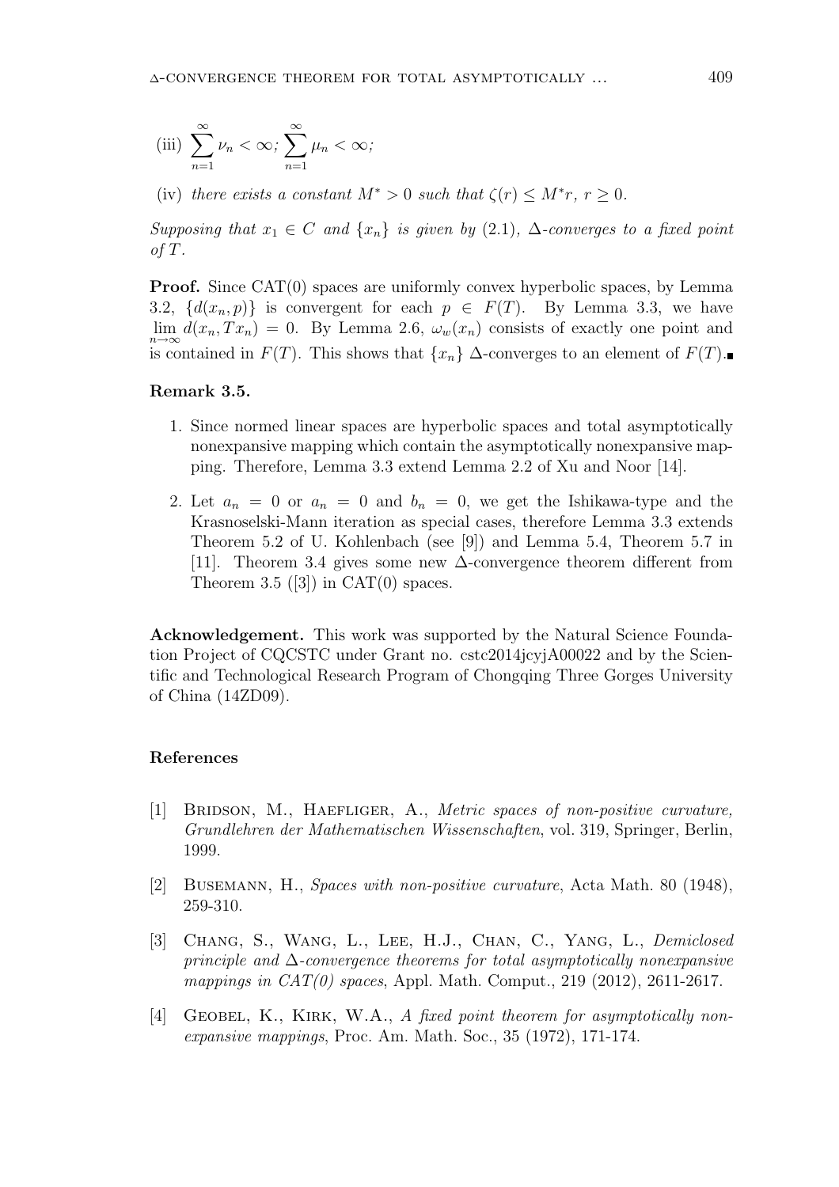(iii) $\sum_{n=1}^{\infty} \nu_n < \infty$; $\sum_{n=1}^{\infty} \mu_n < \infty$;

(iv) *there exists a constant* $M^* > 0$ *such that* $\zeta(r) \leq M^* r$, $r \geq 0$.

*Supposing that* $x_1 \in C$ *and* $\{x_n\}$ *is given by* (2.1), $\Delta$*-converges to a fixed point of* $T$.

**Proof.** Since CAT(0) spaces are uniformly convex hyperbolic spaces, by Lemma 3.2, $\{d(x_n, p)\}$ is convergent for each $p \in F(T)$. By Lemma 3.3, we have $\lim_{n\to\infty} d(x_n, Tx_n) = 0$. By Lemma 2.6, $\omega_w(x_n)$ consists of exactly one point and is contained in $F(T)$. This shows that $\{x_n\}$ $\Delta$-converges to an element of $F(T)$. ∎

**Remark 3.5.**

1. Since normed linear spaces are hyperbolic spaces and total asymptotically nonexpansive mapping which contain the asymptotically nonexpansive mapping. Therefore, Lemma 3.3 extend Lemma 2.2 of Xu and Noor [14].

2. Let $a_n = 0$ or $a_n = 0$ and $b_n = 0$, we get the Ishikawa-type and the Krasnoselski-Mann iteration as special cases, therefore Lemma 3.3 extends Theorem 5.2 of U. Kohlenbach (see [9]) and Lemma 5.4, Theorem 5.7 in [11]. Theorem 3.4 gives some new $\Delta$-convergence theorem different from Theorem 3.5 ([3]) in CAT(0) spaces.

**Acknowledgement.** This work was supported by the Natural Science Foundation Project of CQCSTC under Grant no. cstc2014jcyjA00022 and by the Scientific and Technological Research Program of Chongqing Three Gorges University of China (14ZD09).

## References

[1] Bridson, M., Haefliger, A., *Metric spaces of non-positive curvature, Grundlehren der Mathematischen Wissenschaften*, vol. 319, Springer, Berlin, 1999.

[2] Busemann, H., *Spaces with non-positive curvature*, Acta Math. 80 (1948), 259-310.

[3] Chang, S., Wang, L., Lee, H.J., Chan, C., Yang, L., *Demiclosed principle and* $\Delta$*-convergence theorems for total asymptotically nonexpansive mappings in CAT(0) spaces*, Appl. Math. Comput., 219 (2012), 2611-2617.

[4] Geobel, K., Kirk, W.A., *A fixed point theorem for asymptotically nonexpansive mappings*, Proc. Am. Math. Soc., 35 (1972), 171-174.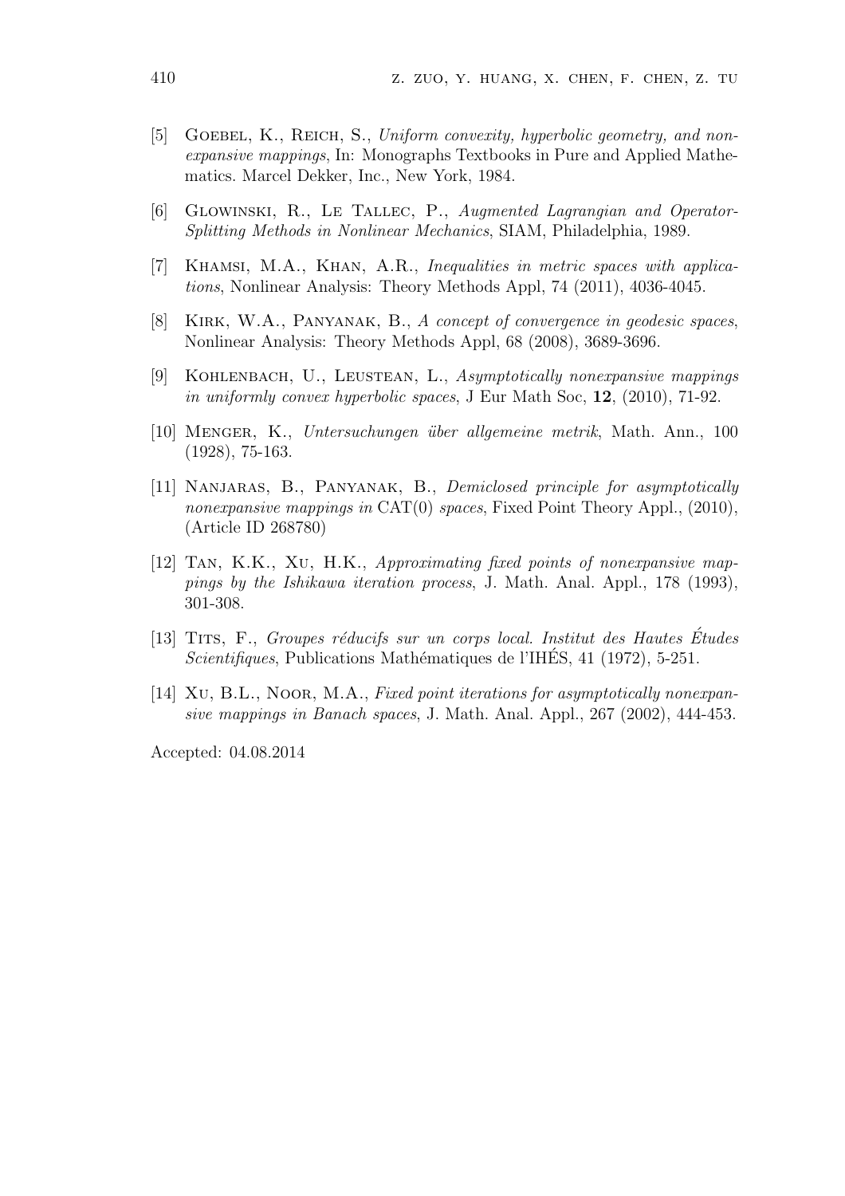[5] Goebel, K., Reich, S., *Uniform convexity, hyperbolic geometry, and nonexpansive mappings*, In: Monographs Textbooks in Pure and Applied Mathematics. Marcel Dekker, Inc., New York, 1984.

[6] Glowinski, R., Le Tallec, P., *Augmented Lagrangian and Operator-Splitting Methods in Nonlinear Mechanics*, SIAM, Philadelphia, 1989.

[7] Khamsi, M.A., Khan, A.R., *Inequalities in metric spaces with applications*, Nonlinear Analysis: Theory Methods Appl, 74 (2011), 4036-4045.

[8] Kirk, W.A., Panyanak, B., *A concept of convergence in geodesic spaces*, Nonlinear Analysis: Theory Methods Appl, 68 (2008), 3689-3696.

[9] Kohlenbach, U., Leustean, L., *Asymptotically nonexpansive mappings in uniformly convex hyperbolic spaces*, J Eur Math Soc, **12**, (2010), 71-92.

[10] Menger, K., *Untersuchungen über allgemeine metrik*, Math. Ann., 100 (1928), 75-163.

[11] Nanjaras, B., Panyanak, B., *Demiclosed principle for asymptotically nonexpansive mappings in* CAT(0) *spaces*, Fixed Point Theory Appl., (2010), (Article ID 268780)

[12] Tan, K.K., Xu, H.K., *Approximating fixed points of nonexpansive mappings by the Ishikawa iteration process*, J. Math. Anal. Appl., 178 (1993), 301-308.

[13] Tits, F., *Groupes réducifs sur un corps local. Institut des Hautes Études Scientifiques*, Publications Mathématiques de l'IHÉS, 41 (1972), 5-251.

[14] Xu, B.L., Noor, M.A., *Fixed point iterations for asymptotically nonexpansive mappings in Banach spaces*, J. Math. Anal. Appl., 267 (2002), 444-453.

Accepted: 04.08.2014